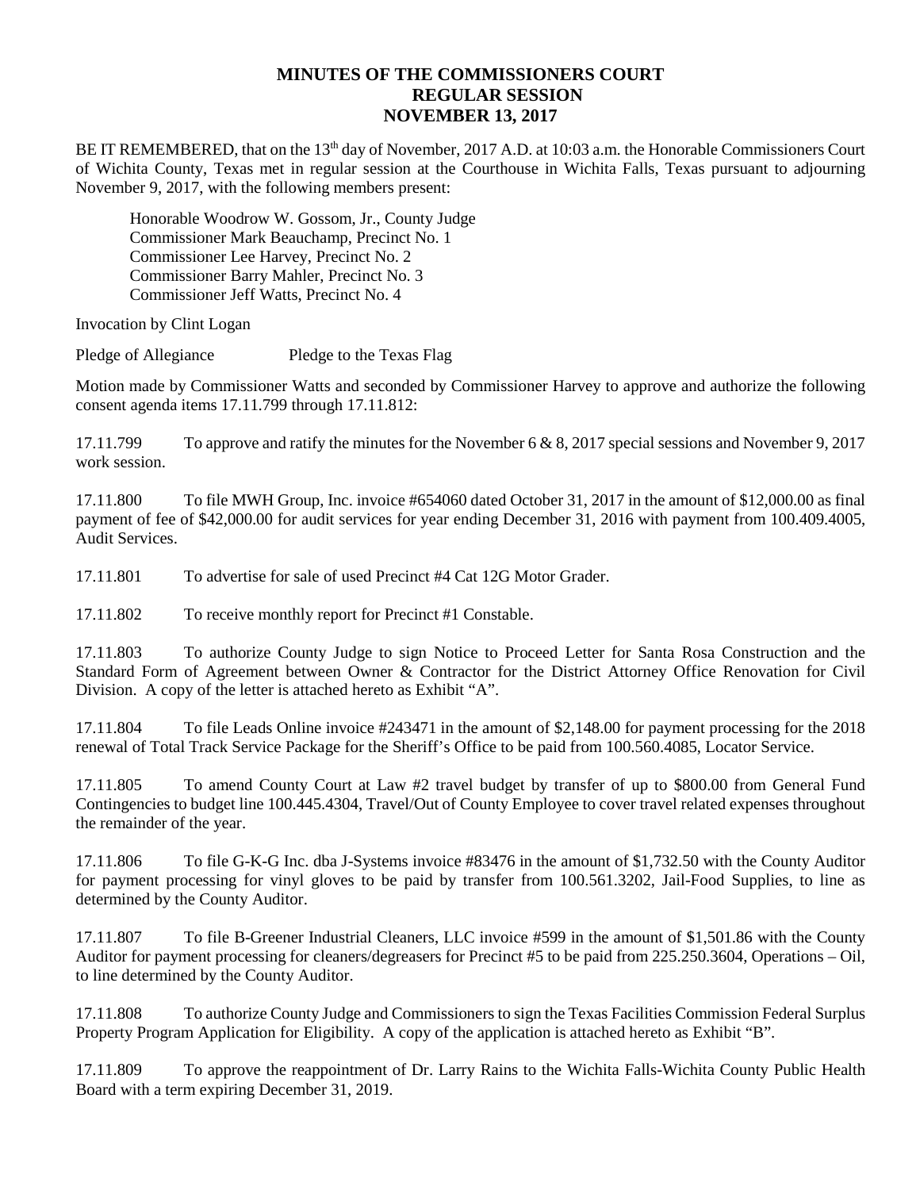# MINUTES OF THE COMMISSIONERS COURT
## REGULAR SESSION
## NOVEMBER 13, 2017

BE IT REMEMBERED, that on the 13th day of November, 2017 A.D. at 10:03 a.m. the Honorable Commissioners Court of Wichita County, Texas met in regular session at the Courthouse in Wichita Falls, Texas pursuant to adjourning November 9, 2017, with the following members present:

Honorable Woodrow W. Gossom, Jr., County Judge
Commissioner Mark Beauchamp, Precinct No. 1
Commissioner Lee Harvey, Precinct No. 2
Commissioner Barry Mahler, Precinct No. 3
Commissioner Jeff Watts, Precinct No. 4

Invocation by Clint Logan

Pledge of Allegiance Pledge to the Texas Flag

Motion made by Commissioner Watts and seconded by Commissioner Harvey to approve and authorize the following consent agenda items 17.11.799 through 17.11.812:

17.11.799 To approve and ratify the minutes for the November 6 & 8, 2017 special sessions and November 9, 2017 work session.

17.11.800 To file MWH Group, Inc. invoice #654060 dated October 31, 2017 in the amount of $12,000.00 as final payment of fee of $42,000.00 for audit services for year ending December 31, 2016 with payment from 100.409.4005, Audit Services.

17.11.801 To advertise for sale of used Precinct #4 Cat 12G Motor Grader.

17.11.802 To receive monthly report for Precinct #1 Constable.

17.11.803 To authorize County Judge to sign Notice to Proceed Letter for Santa Rosa Construction and the Standard Form of Agreement between Owner & Contractor for the District Attorney Office Renovation for Civil Division. A copy of the letter is attached hereto as Exhibit "A".

17.11.804 To file Leads Online invoice #243471 in the amount of $2,148.00 for payment processing for the 2018 renewal of Total Track Service Package for the Sheriff's Office to be paid from 100.560.4085, Locator Service.

17.11.805 To amend County Court at Law #2 travel budget by transfer of up to $800.00 from General Fund Contingencies to budget line 100.445.4304, Travel/Out of County Employee to cover travel related expenses throughout the remainder of the year.

17.11.806 To file G-K-G Inc. dba J-Systems invoice #83476 in the amount of $1,732.50 with the County Auditor for payment processing for vinyl gloves to be paid by transfer from 100.561.3202, Jail-Food Supplies, to line as determined by the County Auditor.

17.11.807 To file B-Greener Industrial Cleaners, LLC invoice #599 in the amount of $1,501.86 with the County Auditor for payment processing for cleaners/degreasers for Precinct #5 to be paid from 225.250.3604, Operations – Oil, to line determined by the County Auditor.

17.11.808 To authorize County Judge and Commissioners to sign the Texas Facilities Commission Federal Surplus Property Program Application for Eligibility. A copy of the application is attached hereto as Exhibit "B".

17.11.809 To approve the reappointment of Dr. Larry Rains to the Wichita Falls-Wichita County Public Health Board with a term expiring December 31, 2019.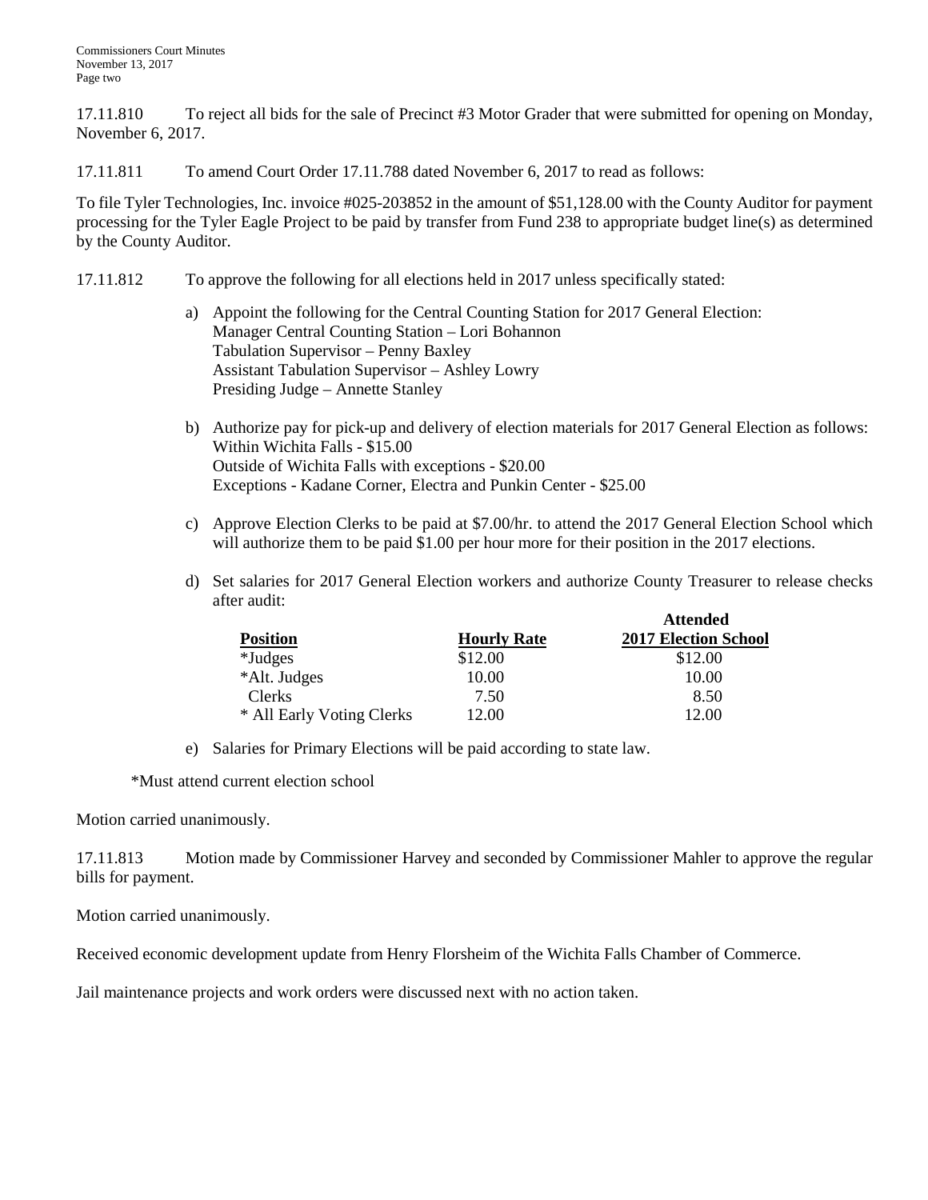17.11.810 To reject all bids for the sale of Precinct #3 Motor Grader that were submitted for opening on Monday, November 6, 2017.

17.11.811 To amend Court Order 17.11.788 dated November 6, 2017 to read as follows:

To file Tyler Technologies, Inc. invoice #025-203852 in the amount of $51,128.00 with the County Auditor for payment processing for the Tyler Eagle Project to be paid by transfer from Fund 238 to appropriate budget line(s) as determined by the County Auditor.

17.11.812 To approve the following for all elections held in 2017 unless specifically stated:

a) Appoint the following for the Central Counting Station for 2017 General Election:
   Manager Central Counting Station – Lori Bohannon
   Tabulation Supervisor – Penny Baxley
   Assistant Tabulation Supervisor – Ashley Lowry
   Presiding Judge – Annette Stanley

b) Authorize pay for pick-up and delivery of election materials for 2017 General Election as follows:
   Within Wichita Falls - $15.00
   Outside of Wichita Falls with exceptions - $20.00
   Exceptions - Kadane Corner, Electra and Punkin Center - $25.00

c) Approve Election Clerks to be paid at $7.00/hr. to attend the 2017 General Election School which will authorize them to be paid $1.00 per hour more for their position in the 2017 elections.

d) Set salaries for 2017 General Election workers and authorize County Treasurer to release checks after audit:

| Position | Hourly Rate | Attended 2017 Election School |
|---|---|---|
| *Judges | $12.00 | $12.00 |
| *Alt. Judges | 10.00 | 10.00 |
| Clerks | 7.50 | 8.50 |
| * All Early Voting Clerks | 12.00 | 12.00 |

e) Salaries for Primary Elections will be paid according to state law.

*Must attend current election school

Motion carried unanimously.

17.11.813 Motion made by Commissioner Harvey and seconded by Commissioner Mahler to approve the regular bills for payment.

Motion carried unanimously.

Received economic development update from Henry Florsheim of the Wichita Falls Chamber of Commerce.

Jail maintenance projects and work orders were discussed next with no action taken.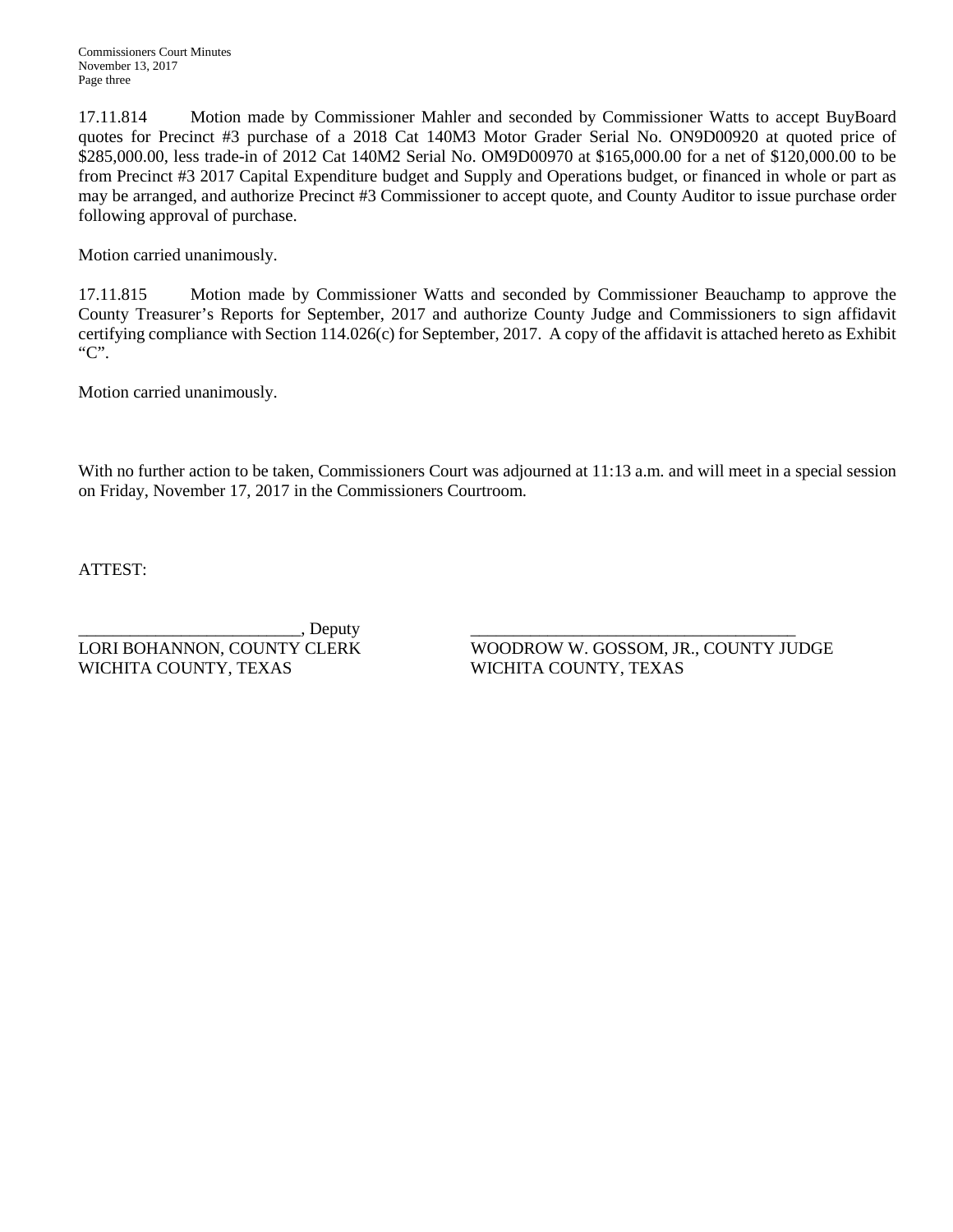17.11.814 Motion made by Commissioner Mahler and seconded by Commissioner Watts to accept BuyBoard quotes for Precinct #3 purchase of a 2018 Cat 140M3 Motor Grader Serial No. ON9D00920 at quoted price of $285,000.00, less trade-in of 2012 Cat 140M2 Serial No. OM9D00970 at $165,000.00 for a net of $120,000.00 to be from Precinct #3 2017 Capital Expenditure budget and Supply and Operations budget, or financed in whole or part as may be arranged, and authorize Precinct #3 Commissioner to accept quote, and County Auditor to issue purchase order following approval of purchase.

Motion carried unanimously.

17.11.815 Motion made by Commissioner Watts and seconded by Commissioner Beauchamp to approve the County Treasurer's Reports for September, 2017 and authorize County Judge and Commissioners to sign affidavit certifying compliance with Section 114.026(c) for September, 2017. A copy of the affidavit is attached hereto as Exhibit "C".

Motion carried unanimously.

With no further action to be taken, Commissioners Court was adjourned at 11:13 a.m. and will meet in a special session on Friday, November 17, 2017 in the Commissioners Courtroom.

ATTEST:

___________________________, Deputy
LORI BOHANNON, COUNTY CLERK
WICHITA COUNTY, TEXAS

________________________________________
WOODROW W. GOSSOM, JR., COUNTY JUDGE
WICHITA COUNTY, TEXAS